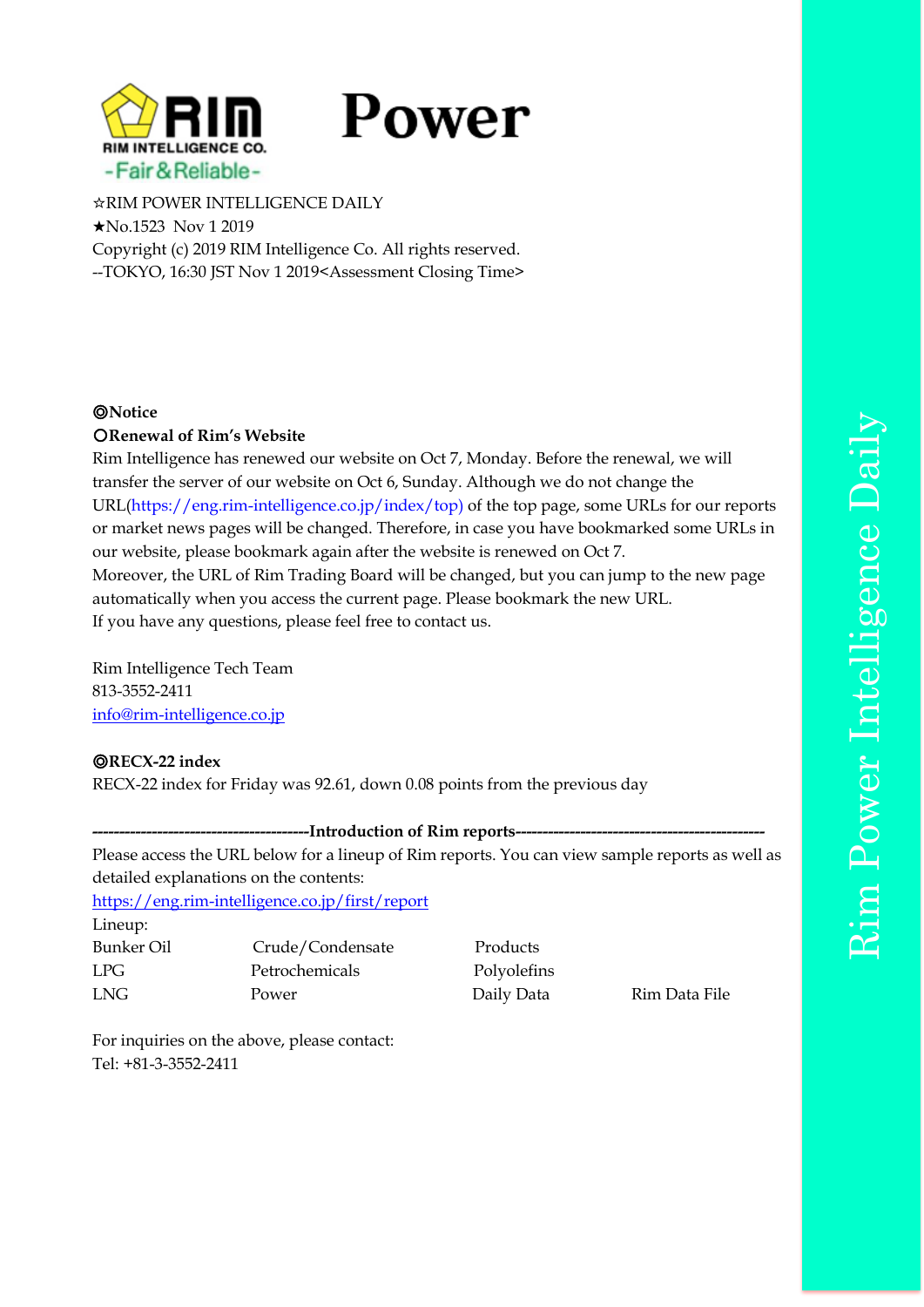# Power

☆RIM POWER INTELLIGENCE DAILY
★No.1523 Nov 1 2019
Copyright (c) 2019 RIM Intelligence Co. All rights reserved.
--TOKYO, 16:30 JST Nov 1 2019<Assessment Closing Time>

**◎Notice**

**○Renewal of Rim's Website**

Rim Intelligence has renewed our website on Oct 7, Monday. Before the renewal, we will transfer the server of our website on Oct 6, Sunday. Although we do not change the URL(https://eng.rim-intelligence.co.jp/index/top) of the top page, some URLs for our reports or market news pages will be changed. Therefore, in case you have bookmarked some URLs in our website, please bookmark again after the website is renewed on Oct 7.
Moreover, the URL of Rim Trading Board will be changed, but you can jump to the new page automatically when you access the current page. Please bookmark the new URL.
If you have any questions, please feel free to contact us.

Rim Intelligence Tech Team
813-3552-2411
info@rim-intelligence.co.jp

**◎RECX-22 index**

RECX-22 index for Friday was 92.61, down 0.08 points from the previous day

**----------------------------------------Introduction of Rim reports---------------------------------------------**

Please access the URL below for a lineup of Rim reports. You can view sample reports as well as detailed explanations on the contents:
https://eng.rim-intelligence.co.jp/first/report

Lineup:

| | | | |
|---|---|---|---|
| Bunker Oil | Crude/Condensate | Products | |
| LPG | Petrochemicals | Polyolefins | |
| LNG | Power | Daily Data | Rim Data File |

For inquiries on the above, please contact:
Tel: +81-3-3552-2411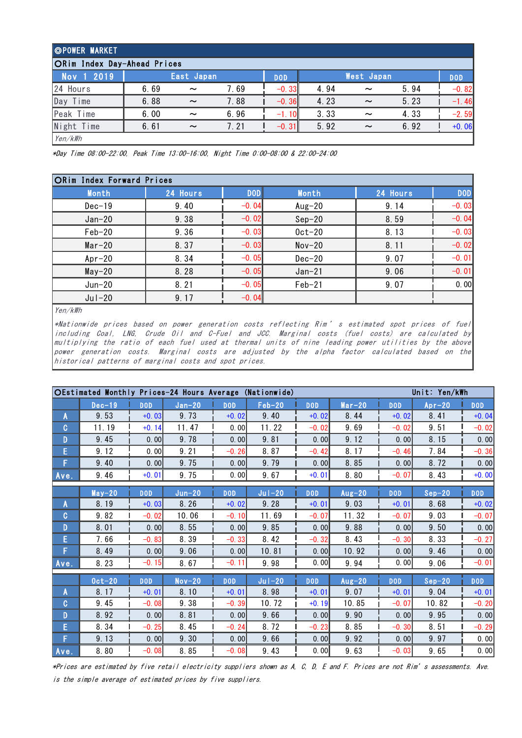## ◎POWER MARKET

### ○Rim Index Day-Ahead Prices

| Nov 1 2019 | East Japan | | | DOD | West Japan | | | DOD |
|---|---|---|---|---|---|---|---|---|
| 24 Hours | 6.69 | ~ | 7.69 | -0.33 | 4.94 | ~ | 5.94 | -0.82 |
| Day Time | 6.88 | ~ | 7.88 | -0.36 | 4.23 | ~ | 5.23 | -1.46 |
| Peak Time | 6.00 | ~ | 6.96 | -1.10 | 3.33 | ~ | 4.33 | -2.59 |
| Night Time | 6.61 | ~ | 7.21 | -0.31 | 5.92 | ~ | 6.92 | +0.06 |

*Yen/kWh*

*Day Time 08:00-22:00, Peak Time 13:00-16:00, Night Time 0:00-08:00 & 22:00-24:00*

### ○Rim Index Forward Prices

| Month | 24 Hours | DOD | Month | 24 Hours | DOD |
|---|---|---|---|---|---|
| Dec-19 | 9.40 | -0.04 | Aug-20 | 9.14 | -0.03 |
| Jan-20 | 9.38 | -0.02 | Sep-20 | 8.59 | -0.04 |
| Feb-20 | 9.36 | -0.03 | Oct-20 | 8.13 | -0.03 |
| Mar-20 | 8.37 | -0.03 | Nov-20 | 8.11 | -0.02 |
| Apr-20 | 8.34 | -0.05 | Dec-20 | 9.07 | -0.01 |
| May-20 | 8.28 | -0.05 | Jan-21 | 9.06 | -0.01 |
| Jun-20 | 8.21 | -0.05 | Feb-21 | 9.07 | 0.00 |
| Jul-20 | 9.17 | -0.04 | | | |

*Yen/kWh*

*Nationwide prices based on power generation costs reflecting Rim's estimated spot prices of fuel including Coal, LNG, Crude Oil and C-Fuel and JCC. Marginal costs (fuel costs) are calculated by multiplying the ratio of each fuel used at thermal units of nine leading power utilities by the above power generation costs. Marginal costs are adjusted by the alpha factor calculated based on the historical patterns of marginal costs and spot prices.*

### ○Estimated Monthly Prices-24 Hours Average (Nationwide)

Unit: Yen/kWh

| | Dec-19 | DOD | Jan-20 | DOD | Feb-20 | DOD | Mar-20 | DOD | Apr-20 | DOD |
|---|---|---|---|---|---|---|---|---|---|---|
| A | 9.53 | +0.03 | 9.73 | +0.02 | 9.40 | +0.02 | 8.44 | +0.02 | 8.41 | +0.04 |
| C | 11.19 | +0.14 | 11.47 | 0.00 | 11.22 | -0.02 | 9.69 | -0.02 | 9.51 | -0.02 |
| D | 9.45 | 0.00 | 9.78 | 0.00 | 9.81 | 0.00 | 9.12 | 0.00 | 8.15 | 0.00 |
| E | 9.12 | 0.00 | 9.21 | -0.26 | 8.87 | -0.42 | 8.17 | -0.46 | 7.84 | -0.36 |
| F | 9.40 | 0.00 | 9.75 | 0.00 | 9.79 | 0.00 | 8.85 | 0.00 | 8.72 | 0.00 |
| Ave. | 9.46 | +0.01 | 9.75 | 0.00 | 9.67 | +0.01 | 8.80 | -0.07 | 8.43 | +0.00 |

| | May-20 | DOD | Jun-20 | DOD | Jul-20 | DOD | Aug-20 | DOD | Sep-20 | DOD |
|---|---|---|---|---|---|---|---|---|---|---|
| A | 8.19 | +0.03 | 8.26 | +0.02 | 9.28 | +0.01 | 9.03 | +0.01 | 8.68 | +0.02 |
| C | 9.82 | -0.02 | 10.06 | -0.10 | 11.69 | -0.07 | 11.32 | -0.07 | 9.03 | -0.07 |
| D | 8.01 | 0.00 | 8.55 | 0.00 | 9.85 | 0.00 | 9.88 | 0.00 | 9.50 | 0.00 |
| E | 7.66 | -0.83 | 8.39 | -0.33 | 8.42 | -0.32 | 8.43 | -0.30 | 8.33 | -0.27 |
| F | 8.49 | 0.00 | 9.06 | 0.00 | 10.81 | 0.00 | 10.92 | 0.00 | 9.46 | 0.00 |
| Ave. | 8.23 | -0.15 | 8.67 | -0.11 | 9.98 | 0.00 | 9.94 | 0.00 | 9.06 | -0.01 |

| | Oct-20 | DOD | Nov-20 | DOD | Jul-20 | DOD | Aug-20 | DOD | Sep-20 | DOD |
|---|---|---|---|---|---|---|---|---|---|---|
| A | 8.17 | +0.01 | 8.10 | +0.01 | 8.98 | +0.01 | 9.07 | +0.01 | 9.04 | +0.01 |
| C | 9.45 | -0.08 | 9.38 | -0.39 | 10.72 | +0.19 | 10.85 | -0.07 | 10.82 | -0.20 |
| D | 8.92 | 0.00 | 8.81 | 0.00 | 9.66 | 0.00 | 9.90 | 0.00 | 9.95 | 0.00 |
| E | 8.34 | -0.25 | 8.45 | -0.24 | 8.72 | -0.23 | 8.85 | -0.30 | 8.51 | -0.29 |
| F | 9.13 | 0.00 | 9.30 | 0.00 | 9.66 | 0.00 | 9.92 | 0.00 | 9.97 | 0.00 |
| Ave. | 8.80 | -0.08 | 8.85 | -0.08 | 9.43 | 0.00 | 9.63 | -0.03 | 9.65 | 0.00 |

*Prices are estimated by five retail electricity suppliers shown as A, C, D, E and F. Prices are not Rim's assessments. Ave. is the simple average of estimated prices by five suppliers.*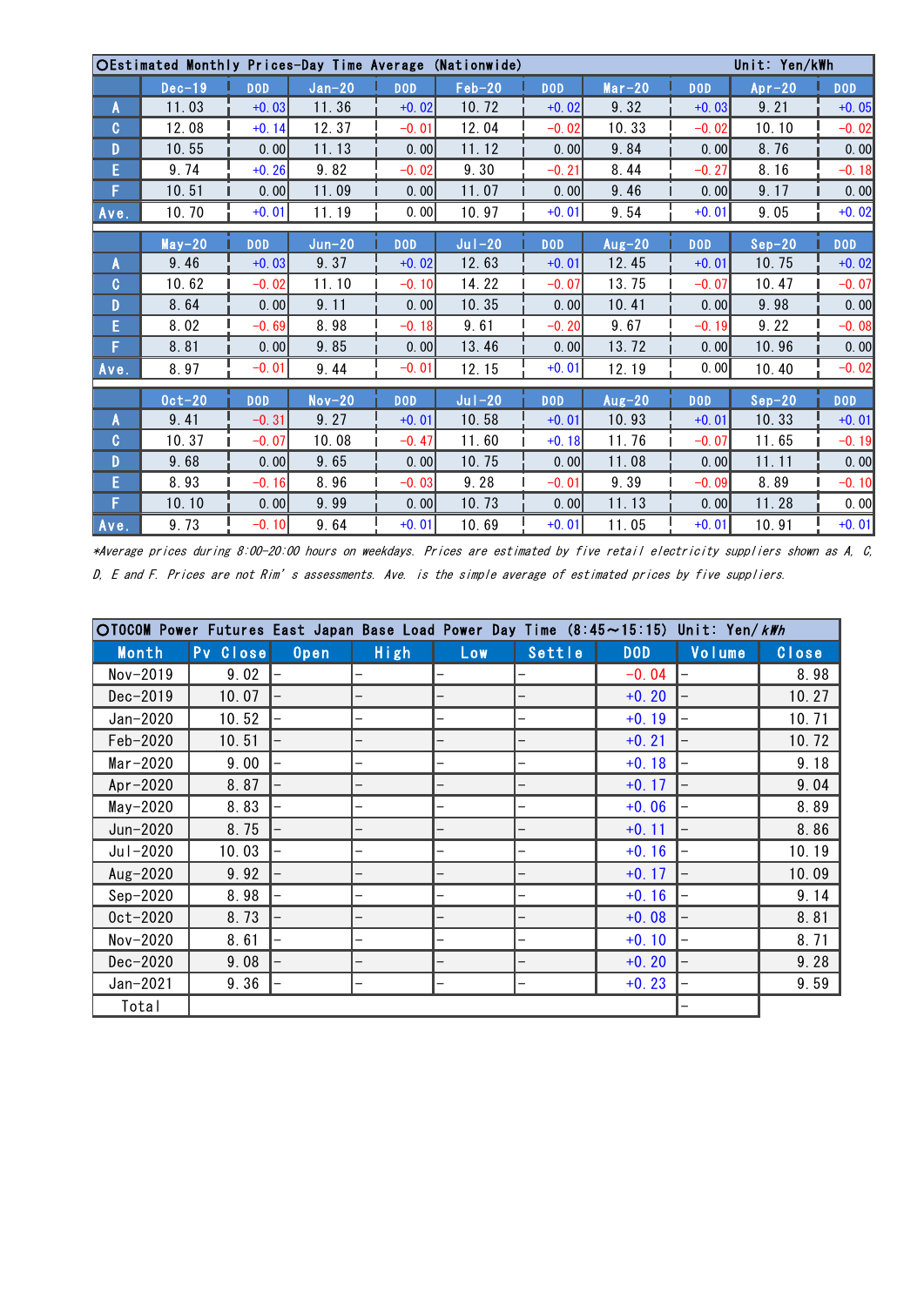○Estimated Monthly Prices-Day Time Average (Nationwide) Unit: Yen/kWh

| | Dec-19 | DOD | Jan-20 | DOD | Feb-20 | DOD | Mar-20 | DOD | Apr-20 | DOD |
|---|---|---|---|---|---|---|---|---|---|---|
| A | 11.03 | +0.03 | 11.36 | +0.02 | 10.72 | +0.02 | 9.32 | +0.03 | 9.21 | +0.05 |
| C | 12.08 | +0.14 | 12.37 | -0.01 | 12.04 | -0.02 | 10.33 | -0.02 | 10.10 | -0.02 |
| D | 10.55 | 0.00 | 11.13 | 0.00 | 11.12 | 0.00 | 9.84 | 0.00 | 8.76 | 0.00 |
| E | 9.74 | +0.26 | 9.82 | -0.02 | 9.30 | -0.21 | 8.44 | -0.27 | 8.16 | -0.18 |
| F | 10.51 | 0.00 | 11.09 | 0.00 | 11.07 | 0.00 | 9.46 | 0.00 | 9.17 | 0.00 |
| Ave. | 10.70 | +0.01 | 11.19 | 0.00 | 10.97 | +0.01 | 9.54 | +0.01 | 9.05 | +0.02 |
| | **May-20** | **DOD** | **Jun-20** | **DOD** | **Jul-20** | **DOD** | **Aug-20** | **DOD** | **Sep-20** | **DOD** |
| A | 9.46 | +0.03 | 9.37 | +0.02 | 12.63 | +0.01 | 12.45 | +0.01 | 10.75 | +0.02 |
| C | 10.62 | -0.02 | 11.10 | -0.10 | 14.22 | -0.07 | 13.75 | -0.07 | 10.47 | -0.07 |
| D | 8.64 | 0.00 | 9.11 | 0.00 | 10.35 | 0.00 | 10.41 | 0.00 | 9.98 | 0.00 |
| E | 8.02 | -0.69 | 8.98 | -0.18 | 9.61 | -0.20 | 9.67 | -0.19 | 9.22 | -0.08 |
| F | 8.81 | 0.00 | 9.85 | 0.00 | 13.46 | 0.00 | 13.72 | 0.00 | 10.96 | 0.00 |
| Ave. | 8.97 | -0.01 | 9.44 | -0.01 | 12.15 | +0.01 | 12.19 | 0.00 | 10.40 | -0.02 |
| | **Oct-20** | **DOD** | **Nov-20** | **DOD** | **Jul-20** | **DOD** | **Aug-20** | **DOD** | **Sep-20** | **DOD** |
| A | 9.41 | -0.31 | 9.27 | +0.01 | 10.58 | +0.01 | 10.93 | +0.01 | 10.33 | +0.01 |
| C | 10.37 | -0.07 | 10.08 | -0.47 | 11.60 | +0.18 | 11.76 | -0.07 | 11.65 | -0.19 |
| D | 9.68 | 0.00 | 9.65 | 0.00 | 10.75 | 0.00 | 11.08 | 0.00 | 11.11 | 0.00 |
| E | 8.93 | -0.16 | 8.96 | -0.03 | 9.28 | -0.01 | 9.39 | -0.09 | 8.89 | -0.10 |
| F | 10.10 | 0.00 | 9.99 | 0.00 | 10.73 | 0.00 | 11.13 | 0.00 | 11.28 | 0.00 |
| Ave. | 9.73 | -0.10 | 9.64 | +0.01 | 10.69 | +0.01 | 11.05 | +0.01 | 10.91 | +0.01 |

*Average prices during 8:00-20:00 hours on weekdays. Prices are estimated by five retail electricity suppliers shown as A, C, D, E and F. Prices are not Rim's assessments. Ave. is the simple average of estimated prices by five suppliers.*

○TOCOM Power Futures East Japan Base Load Power Day Time (8:45～15:15) Unit: Yen/kWh

| Month | Pv Close | Open | High | Low | Settle | DOD | Volume | Close |
|---|---|---|---|---|---|---|---|---|
| Nov-2019 | 9.02 | – | – | – | – | -0.04 | – | 8.98 |
| Dec-2019 | 10.07 | – | – | – | – | +0.20 | – | 10.27 |
| Jan-2020 | 10.52 | – | – | – | – | +0.19 | – | 10.71 |
| Feb-2020 | 10.51 | – | – | – | – | +0.21 | – | 10.72 |
| Mar-2020 | 9.00 | – | – | – | – | +0.18 | – | 9.18 |
| Apr-2020 | 8.87 | – | – | – | – | +0.17 | – | 9.04 |
| May-2020 | 8.83 | – | – | – | – | +0.06 | – | 8.89 |
| Jun-2020 | 8.75 | – | – | – | – | +0.11 | – | 8.86 |
| Jul-2020 | 10.03 | – | – | – | – | +0.16 | – | 10.19 |
| Aug-2020 | 9.92 | – | – | – | – | +0.17 | – | 10.09 |
| Sep-2020 | 8.98 | – | – | – | – | +0.16 | – | 9.14 |
| Oct-2020 | 8.73 | – | – | – | – | +0.08 | – | 8.81 |
| Nov-2020 | 8.61 | – | – | – | – | +0.10 | – | 8.71 |
| Dec-2020 | 9.08 | – | – | – | – | +0.20 | – | 9.28 |
| Jan-2021 | 9.36 | – | – | – | – | +0.23 | – | 9.59 |
| Total | | | | | | | – | |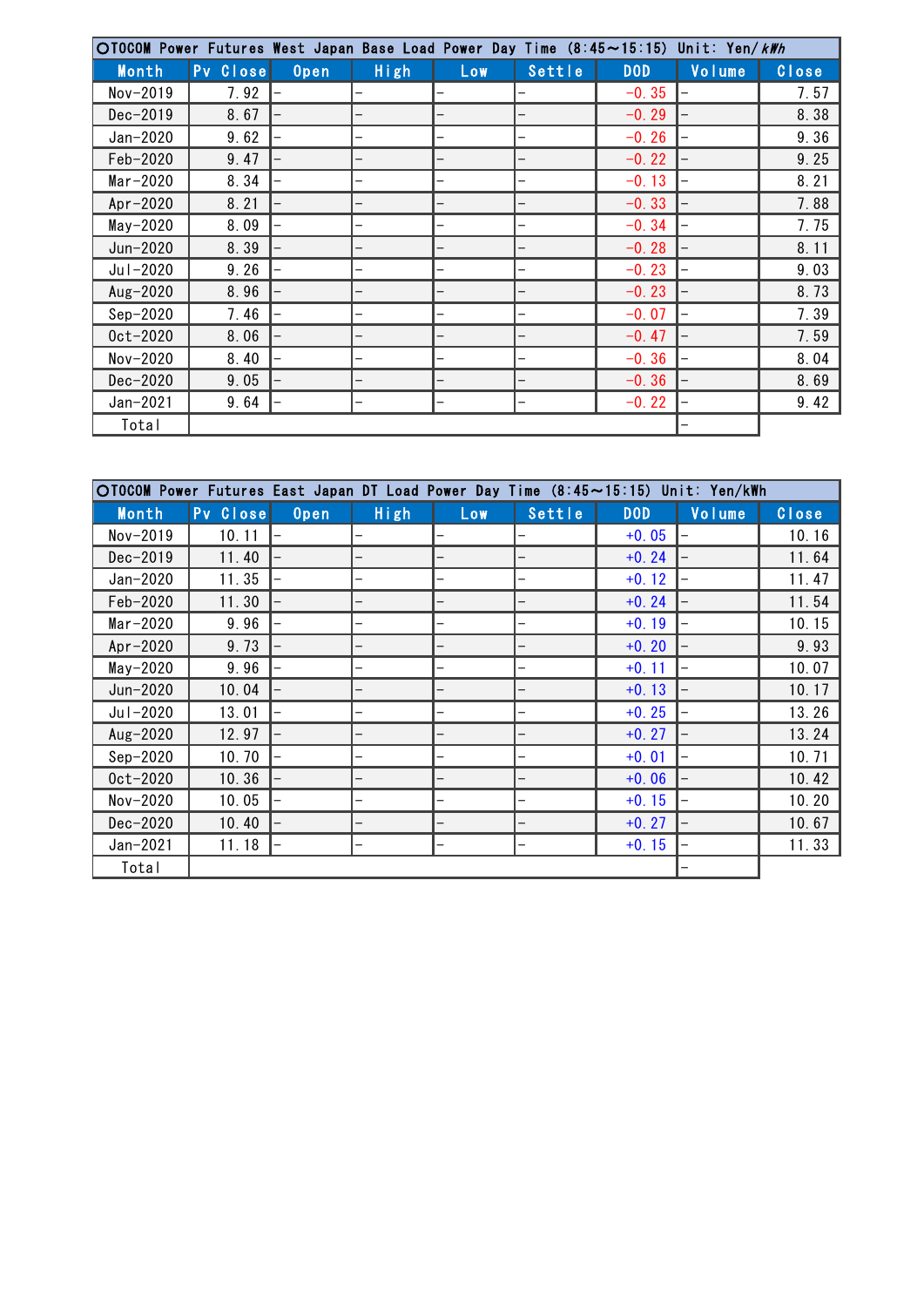| ○TOCOM Power Futures West Japan Base Load Power Day Time (8:45～15:15) Unit: Yen/kWh | | | | | | | | |
|---|---|---|---|---|---|---|---|---|
| Month | Pv Close | Open | High | Low | Settle | DOD | Volume | Close |
| Nov-2019 | 7.92 | – | – | – | – | -0.35 | – | 7.57 |
| Dec-2019 | 8.67 | – | – | – | – | -0.29 | – | 8.38 |
| Jan-2020 | 9.62 | – | – | – | – | -0.26 | – | 9.36 |
| Feb-2020 | 9.47 | – | – | – | – | -0.22 | – | 9.25 |
| Mar-2020 | 8.34 | – | – | – | – | -0.13 | – | 8.21 |
| Apr-2020 | 8.21 | – | – | – | – | -0.33 | – | 7.88 |
| May-2020 | 8.09 | – | – | – | – | -0.34 | – | 7.75 |
| Jun-2020 | 8.39 | – | – | – | – | -0.28 | – | 8.11 |
| Jul-2020 | 9.26 | – | – | – | – | -0.23 | – | 9.03 |
| Aug-2020 | 8.96 | – | – | – | – | -0.23 | – | 8.73 |
| Sep-2020 | 7.46 | – | – | – | – | -0.07 | – | 7.39 |
| Oct-2020 | 8.06 | – | – | – | – | -0.47 | – | 7.59 |
| Nov-2020 | 8.40 | – | – | – | – | -0.36 | – | 8.04 |
| Dec-2020 | 9.05 | – | – | – | – | -0.36 | – | 8.69 |
| Jan-2021 | 9.64 | – | – | – | – | -0.22 | – | 9.42 |
| Total | | | | | | | – | |

| ○TOCOM Power Futures East Japan DT Load Power Day Time (8:45～15:15) Unit: Yen/kWh | | | | | | | | |
|---|---|---|---|---|---|---|---|---|
| Month | Pv Close | Open | High | Low | Settle | DOD | Volume | Close |
| Nov-2019 | 10.11 | – | – | – | – | +0.05 | – | 10.16 |
| Dec-2019 | 11.40 | – | – | – | – | +0.24 | – | 11.64 |
| Jan-2020 | 11.35 | – | – | – | – | +0.12 | – | 11.47 |
| Feb-2020 | 11.30 | – | – | – | – | +0.24 | – | 11.54 |
| Mar-2020 | 9.96 | – | – | – | – | +0.19 | – | 10.15 |
| Apr-2020 | 9.73 | – | – | – | – | +0.20 | – | 9.93 |
| May-2020 | 9.96 | – | – | – | – | +0.11 | – | 10.07 |
| Jun-2020 | 10.04 | – | – | – | – | +0.13 | – | 10.17 |
| Jul-2020 | 13.01 | – | – | – | – | +0.25 | – | 13.26 |
| Aug-2020 | 12.97 | – | – | – | – | +0.27 | – | 13.24 |
| Sep-2020 | 10.70 | – | – | – | – | +0.01 | – | 10.71 |
| Oct-2020 | 10.36 | – | – | – | – | +0.06 | – | 10.42 |
| Nov-2020 | 10.05 | – | – | – | – | +0.15 | – | 10.20 |
| Dec-2020 | 10.40 | – | – | – | – | +0.27 | – | 10.67 |
| Jan-2021 | 11.18 | – | – | – | – | +0.15 | – | 11.33 |
| Total | | | | | | | – | |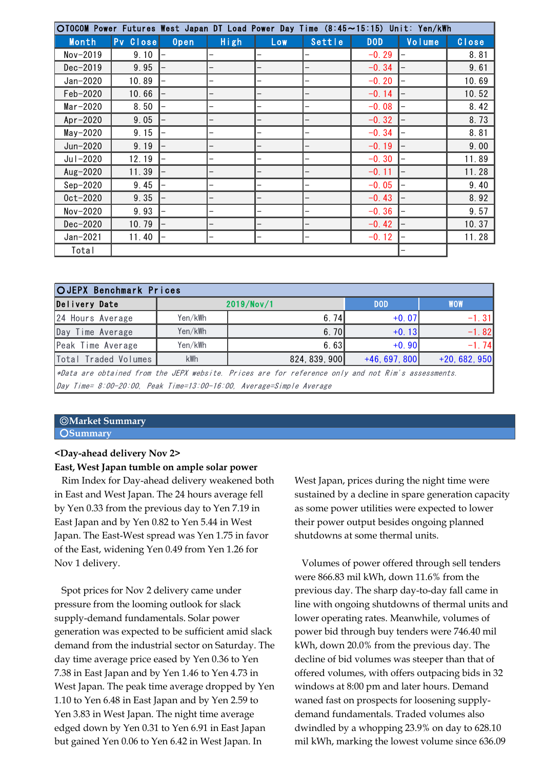| ○TOCOM Power Futures West Japan DT Load Power Day Time (8:45～15:15) Unit: Yen/kWh | | | | | | | | |
|---|---|---|---|---|---|---|---|---|
| Month | Pv Close | Open | High | Low | Settle | DOD | Volume | Close |
| Nov-2019 | 9.10 | – | – | – | – | -0.29 | – | 8.81 |
| Dec-2019 | 9.95 | – | – | – | – | -0.34 | – | 9.61 |
| Jan-2020 | 10.89 | – | – | – | – | -0.20 | – | 10.69 |
| Feb-2020 | 10.66 | – | – | – | – | -0.14 | – | 10.52 |
| Mar-2020 | 8.50 | – | – | – | – | -0.08 | – | 8.42 |
| Apr-2020 | 9.05 | – | – | – | – | -0.32 | – | 8.73 |
| May-2020 | 9.15 | – | – | – | – | -0.34 | – | 8.81 |
| Jun-2020 | 9.19 | – | – | – | – | -0.19 | – | 9.00 |
| Jul-2020 | 12.19 | – | – | – | – | -0.30 | – | 11.89 |
| Aug-2020 | 11.39 | – | – | – | – | -0.11 | – | 11.28 |
| Sep-2020 | 9.45 | – | – | – | – | -0.05 | – | 9.40 |
| Oct-2020 | 9.35 | – | – | – | – | -0.43 | – | 8.92 |
| Nov-2020 | 9.93 | – | – | – | – | -0.36 | – | 9.57 |
| Dec-2020 | 10.79 | – | – | – | – | -0.42 | – | 10.37 |
| Jan-2021 | 11.40 | – | – | – | – | -0.12 | – | 11.28 |
| Total | | | | | | | – | |

| ○JEPX Benchmark Prices | | | | |
|---|---|---|---|---|
| Delivery Date | 2019/Nov/1 | | DOD | WOW |
| 24 Hours Average | Yen/kWh | 6.74 | +0.07 | -1.31 |
| Day Time Average | Yen/kWh | 6.70 | +0.13 | -1.82 |
| Peak Time Average | Yen/kWh | 6.63 | +0.90 | -1.74 |
| Total Traded Volumes | kWh | 824,839,900 | +46,697,800 | +20,682,950 |

*Data are obtained from the JEPX website. Prices are for reference only and not Rim's assessments.*
*Day Time= 8:00-20:00, Peak Time=13:00-16:00, Average=Simple Average*

## ◎Market Summary

### ○Summary

**<Day-ahead delivery Nov 2>**

**East, West Japan tumble on ample solar power**

Rim Index for Day-ahead delivery weakened both in East and West Japan. The 24 hours average fell by Yen 0.33 from the previous day to Yen 7.19 in East Japan and by Yen 0.82 to Yen 5.44 in West Japan. The East-West spread was Yen 1.75 in favor of the East, widening Yen 0.49 from Yen 1.26 for Nov 1 delivery.

Spot prices for Nov 2 delivery came under pressure from the looming outlook for slack supply-demand fundamentals. Solar power generation was expected to be sufficient amid slack demand from the industrial sector on Saturday. The day time average price eased by Yen 0.36 to Yen 7.38 in East Japan and by Yen 1.46 to Yen 4.73 in West Japan. The peak time average dropped by Yen 1.10 to Yen 6.48 in East Japan and by Yen 2.59 to Yen 3.83 in West Japan. The night time average edged down by Yen 0.31 to Yen 6.91 in East Japan but gained Yen 0.06 to Yen 6.42 in West Japan. In West Japan, prices during the night time were sustained by a decline in spare generation capacity as some power utilities were expected to lower their power output besides ongoing planned shutdowns at some thermal units.

Volumes of power offered through sell tenders were 866.83 mil kWh, down 11.6% from the previous day. The sharp day-to-day fall came in line with ongoing shutdowns of thermal units and lower operating rates. Meanwhile, volumes of power bid through buy tenders were 746.40 mil kWh, down 20.0% from the previous day. The decline of bid volumes was steeper than that of offered volumes, with offers outpacing bids in 32 windows at 8:00 pm and later hours. Demand waned fast on prospects for loosening supply-demand fundamentals. Traded volumes also dwindled by a whopping 23.9% on day to 628.10 mil kWh, marking the lowest volume since 636.09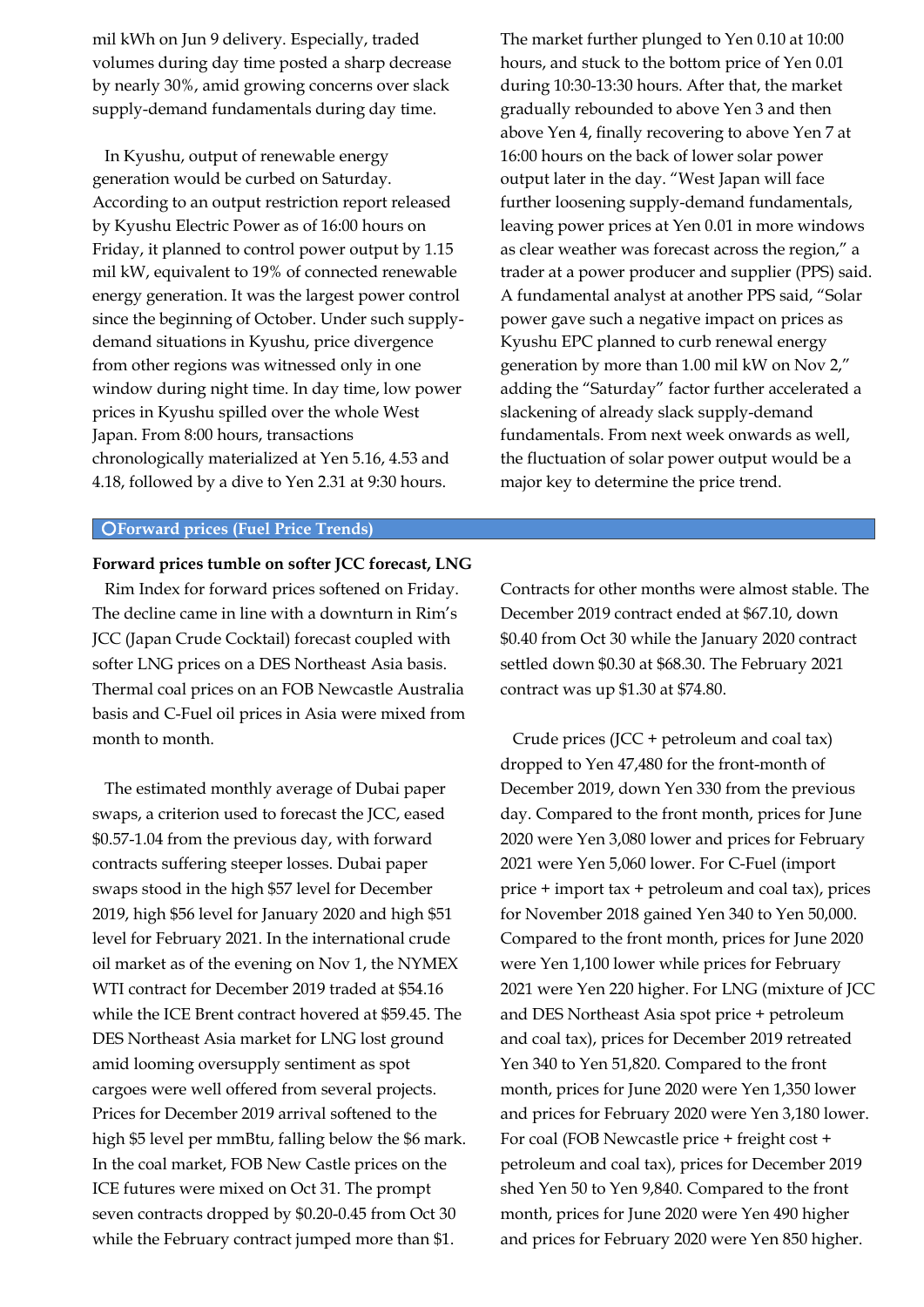mil kWh on Jun 9 delivery. Especially, traded volumes during day time posted a sharp decrease by nearly 30%, amid growing concerns over slack supply-demand fundamentals during day time.

In Kyushu, output of renewable energy generation would be curbed on Saturday. According to an output restriction report released by Kyushu Electric Power as of 16:00 hours on Friday, it planned to control power output by 1.15 mil kW, equivalent to 19% of connected renewable energy generation. It was the largest power control since the beginning of October. Under such supply-demand situations in Kyushu, price divergence from other regions was witnessed only in one window during night time. In day time, low power prices in Kyushu spilled over the whole West Japan. From 8:00 hours, transactions chronologically materialized at Yen 5.16, 4.53 and 4.18, followed by a dive to Yen 2.31 at 9:30 hours. The market further plunged to Yen 0.10 at 10:00 hours, and stuck to the bottom price of Yen 0.01 during 10:30-13:30 hours. After that, the market gradually rebounded to above Yen 3 and then above Yen 4, finally recovering to above Yen 7 at 16:00 hours on the back of lower solar power output later in the day. "West Japan will face further loosening supply-demand fundamentals, leaving power prices at Yen 0.01 in more windows as clear weather was forecast across the region," a trader at a power producer and supplier (PPS) said. A fundamental analyst at another PPS said, "Solar power gave such a negative impact on prices as Kyushu EPC planned to curb renewal energy generation by more than 1.00 mil kW on Nov 2," adding the "Saturday" factor further accelerated a slackening of already slack supply-demand fundamentals. From next week onwards as well, the fluctuation of solar power output would be a major key to determine the price trend.

## ○Forward prices (Fuel Price Trends)

**Forward prices tumble on softer JCC forecast, LNG**

Rim Index for forward prices softened on Friday. The decline came in line with a downturn in Rim's JCC (Japan Crude Cocktail) forecast coupled with softer LNG prices on a DES Northeast Asia basis. Thermal coal prices on an FOB Newcastle Australia basis and C-Fuel oil prices in Asia were mixed from month to month.

The estimated monthly average of Dubai paper swaps, a criterion used to forecast the JCC, eased \$0.57-1.04 from the previous day, with forward contracts suffering steeper losses. Dubai paper swaps stood in the high \$57 level for December 2019, high \$56 level for January 2020 and high \$51 level for February 2021. In the international crude oil market as of the evening on Nov 1, the NYMEX WTI contract for December 2019 traded at \$54.16 while the ICE Brent contract hovered at \$59.45. The DES Northeast Asia market for LNG lost ground amid looming oversupply sentiment as spot cargoes were well offered from several projects. Prices for December 2019 arrival softened to the high \$5 level per mmBtu, falling below the \$6 mark. In the coal market, FOB New Castle prices on the ICE futures were mixed on Oct 31. The prompt seven contracts dropped by \$0.20-0.45 from Oct 30 while the February contract jumped more than \$1. Contracts for other months were almost stable. The December 2019 contract ended at \$67.10, down \$0.40 from Oct 30 while the January 2020 contract settled down \$0.30 at \$68.30. The February 2021 contract was up \$1.30 at \$74.80.

Crude prices (JCC + petroleum and coal tax) dropped to Yen 47,480 for the front-month of December 2019, down Yen 330 from the previous day. Compared to the front month, prices for June 2020 were Yen 3,080 lower and prices for February 2021 were Yen 5,060 lower. For C-Fuel (import price + import tax + petroleum and coal tax), prices for November 2018 gained Yen 340 to Yen 50,000. Compared to the front month, prices for June 2020 were Yen 1,100 lower while prices for February 2021 were Yen 220 higher. For LNG (mixture of JCC and DES Northeast Asia spot price + petroleum and coal tax), prices for December 2019 retreated Yen 340 to Yen 51,820. Compared to the front month, prices for June 2020 were Yen 1,350 lower and prices for February 2020 were Yen 3,180 lower. For coal (FOB Newcastle price + freight cost + petroleum and coal tax), prices for December 2019 shed Yen 50 to Yen 9,840. Compared to the front month, prices for June 2020 were Yen 490 higher and prices for February 2020 were Yen 850 higher.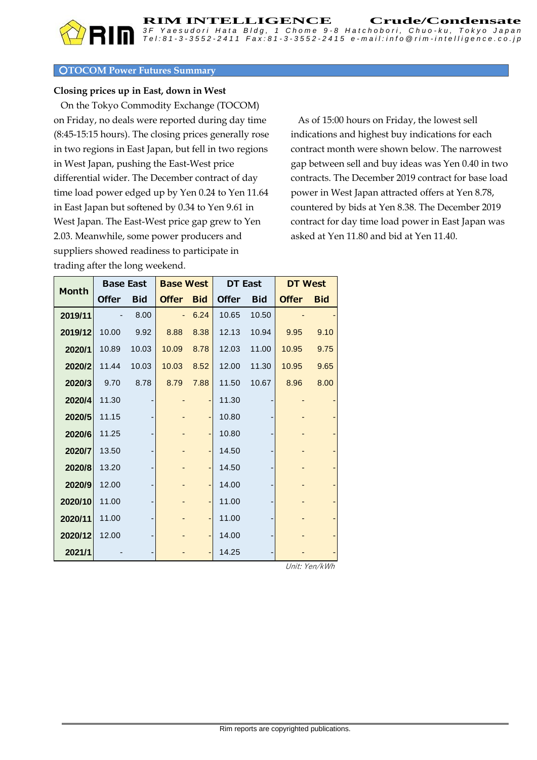## ○TOCOM Power Futures Summary

**Closing prices up in East, down in West**

On the Tokyo Commodity Exchange (TOCOM) on Friday, no deals were reported during day time (8:45-15:15 hours). The closing prices generally rose in two regions in East Japan, but fell in two regions in West Japan, pushing the East-West price differential wider. The December contract of day time load power edged up by Yen 0.24 to Yen 11.64 in East Japan but softened by 0.34 to Yen 9.61 in West Japan. The East-West price gap grew to Yen 2.03. Meanwhile, some power producers and suppliers showed readiness to participate in trading after the long weekend.

As of 15:00 hours on Friday, the lowest sell indications and highest buy indications for each contract month were shown below. The narrowest gap between sell and buy ideas was Yen 0.40 in two contracts. The December 2019 contract for base load power in West Japan attracted offers at Yen 8.78, countered by bids at Yen 8.38. The December 2019 contract for day time load power in East Japan was asked at Yen 11.80 and bid at Yen 11.40.

| Month | Base East | | Base West | | DT East | | DT West | |
|---|---|---|---|---|---|---|---|---|
| | Offer | Bid | Offer | Bid | Offer | Bid | Offer | Bid |
| 2019/11 | - | 8.00 | - | 6.24 | 10.65 | 10.50 | - | - |
| 2019/12 | 10.00 | 9.92 | 8.88 | 8.38 | 12.13 | 10.94 | 9.95 | 9.10 |
| 2020/1 | 10.89 | 10.03 | 10.09 | 8.78 | 12.03 | 11.00 | 10.95 | 9.75 |
| 2020/2 | 11.44 | 10.03 | 10.03 | 8.52 | 12.00 | 11.30 | 10.95 | 9.65 |
| 2020/3 | 9.70 | 8.78 | 8.79 | 7.88 | 11.50 | 10.67 | 8.96 | 8.00 |
| 2020/4 | 11.30 | - | - | - | 11.30 | - | - | - |
| 2020/5 | 11.15 | - | - | - | 10.80 | - | - | - |
| 2020/6 | 11.25 | - | - | - | 10.80 | - | - | - |
| 2020/7 | 13.50 | - | - | - | 14.50 | - | - | - |
| 2020/8 | 13.20 | - | - | - | 14.50 | - | - | - |
| 2020/9 | 12.00 | - | - | - | 14.00 | - | - | - |
| 2020/10 | 11.00 | - | - | - | 11.00 | - | - | - |
| 2020/11 | 11.00 | - | - | - | 11.00 | - | - | - |
| 2020/12 | 12.00 | - | - | - | 14.00 | - | - | - |
| 2021/1 | - | - | - | - | 14.25 | - | - | - |

*Unit: Yen/kWh*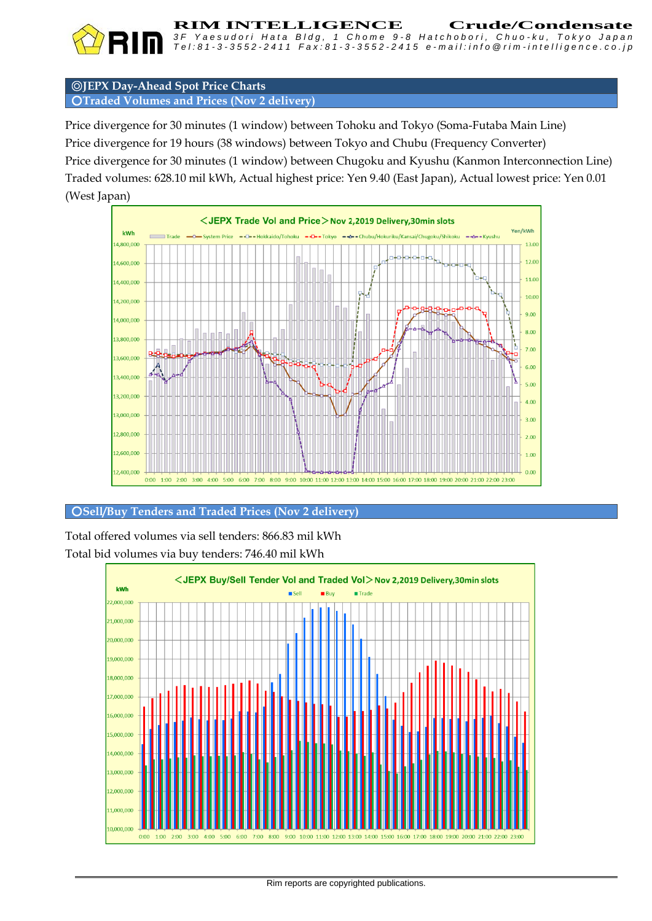## ◎JEPX Day-Ahead Spot Price Charts

### ○Traded Volumes and Prices (Nov 2 delivery)

Price divergence for 30 minutes (1 window) between Tohoku and Tokyo (Soma-Futaba Main Line)
Price divergence for 19 hours (38 windows) between Tokyo and Chubu (Frequency Converter)
Price divergence for 30 minutes (1 window) between Chugoku and Kyushu (Kanmon Interconnection Line)
Traded volumes: 628.10 mil kWh, Actual highest price: Yen 9.40 (East Japan), Actual lowest price: Yen 0.01 (West Japan)

<JEPX Trade Vol and Price> Nov 2,2019 Delivery,30min slots

### ○Sell/Buy Tenders and Traded Prices (Nov 2 delivery)

Total offered volumes via sell tenders: 866.83 mil kWh
Total bid volumes via buy tenders: 746.40 mil kWh

<JEPX Buy/Sell Tender Vol and Traded Vol> Nov 2,2019 Delivery,30min slots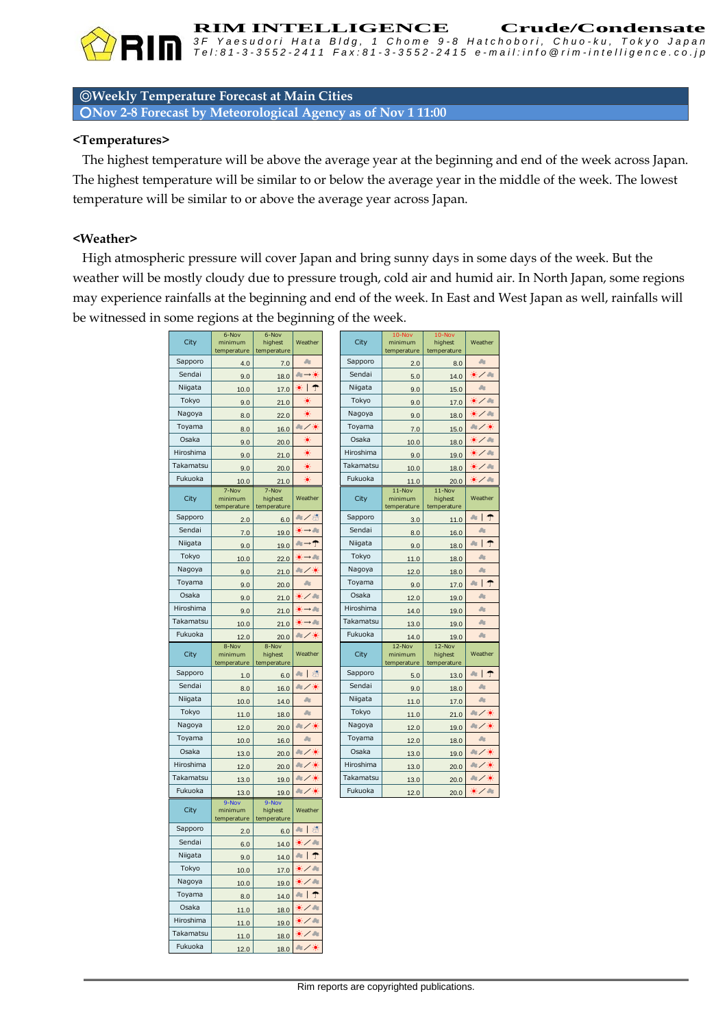## ◎Weekly Temperature Forecast at Main Cities

### ○Nov 2-8 Forecast by Meteorological Agency as of Nov 1 11:00

**<Temperatures>**

The highest temperature will be above the average year at the beginning and end of the week across Japan. The highest temperature will be similar to or below the average year in the middle of the week. The lowest temperature will be similar to or above the average year across Japan.

**<Weather>**

High atmospheric pressure will cover Japan and bring sunny days in some days of the week. But the weather will be mostly cloudy due to pressure trough, cold air and humid air. In North Japan, some regions may experience rainfalls at the beginning and end of the week. In East and West Japan as well, rainfalls will be witnessed in some regions at the beginning of the week.

| City | 6-Nov minimum temperature | 6-Nov highest temperature | Weather |
|---|---|---|---|
| Sapporo | 4.0 | 7.0 | Cloudy |
| Sendai | 9.0 | 18.0 | Cloudy → Sunny |
| Niigata | 10.0 | 17.0 | Sunny \| Rain |
| Tokyo | 9.0 | 21.0 | Sunny |
| Nagoya | 8.0 | 22.0 | Sunny |
| Toyama | 8.0 | 16.0 | Cloudy / Sunny |
| Osaka | 9.0 | 20.0 | Sunny |
| Hiroshima | 9.0 | 21.0 | Sunny |
| Takamatsu | 9.0 | 20.0 | Sunny |
| Fukuoka | 10.0 | 21.0 | Sunny |

| City | 7-Nov minimum temperature | 7-Nov highest temperature | Weather |
|---|---|---|---|
| Sapporo | 2.0 | 6.0 | Cloudy / Snow |
| Sendai | 7.0 | 19.0 | Sunny → Cloudy |
| Niigata | 9.0 | 19.0 | Cloudy → Rain |
| Tokyo | 10.0 | 22.0 | Sunny → Cloudy |
| Nagoya | 9.0 | 21.0 | Cloudy / Sunny |
| Toyama | 9.0 | 20.0 | Cloudy |
| Osaka | 9.0 | 21.0 | Sunny / Cloudy |
| Hiroshima | 9.0 | 21.0 | Sunny → Cloudy |
| Takamatsu | 10.0 | 21.0 | Sunny → Cloudy |
| Fukuoka | 12.0 | 20.0 | Cloudy / Sunny |

| City | 8-Nov minimum temperature | 8-Nov highest temperature | Weather |
|---|---|---|---|
| Sapporo | 1.0 | 6.0 | Cloudy \| Snow |
| Sendai | 8.0 | 16.0 | Cloudy / Sunny |
| Niigata | 10.0 | 14.0 | Cloudy |
| Tokyo | 11.0 | 18.0 | Cloudy |
| Nagoya | 12.0 | 20.0 | Cloudy / Sunny |
| Toyama | 10.0 | 16.0 | Cloudy |
| Osaka | 13.0 | 20.0 | Cloudy / Sunny |
| Hiroshima | 12.0 | 20.0 | Cloudy / Sunny |
| Takamatsu | 13.0 | 19.0 | Cloudy / Sunny |
| Fukuoka | 13.0 | 19.0 | Cloudy / Sunny |

| City | 9-Nov minimum temperature | 9-Nov highest temperature | Weather |
|---|---|---|---|
| Sapporo | 2.0 | 6.0 | Cloudy \| Snow |
| Sendai | 6.0 | 14.0 | Sunny / Cloudy |
| Niigata | 9.0 | 14.0 | Cloudy \| Rain |
| Tokyo | 10.0 | 17.0 | Sunny / Cloudy |
| Nagoya | 10.0 | 19.0 | Sunny / Cloudy |
| Toyama | 8.0 | 14.0 | Cloudy \| Rain |
| Osaka | 11.0 | 18.0 | Sunny / Cloudy |
| Hiroshima | 11.0 | 19.0 | Sunny / Cloudy |
| Takamatsu | 11.0 | 18.0 | Sunny / Cloudy |
| Fukuoka | 12.0 | 18.0 | Cloudy / Sunny |

| City | 10-Nov minimum temperature | 10-Nov highest temperature | Weather |
|---|---|---|---|
| Sapporo | 2.0 | 8.0 | Cloudy |
| Sendai | 5.0 | 14.0 | Sunny / Cloudy |
| Niigata | 9.0 | 15.0 | Cloudy |
| Tokyo | 9.0 | 17.0 | Sunny / Cloudy |
| Nagoya | 9.0 | 18.0 | Sunny / Cloudy |
| Toyama | 7.0 | 15.0 | Cloudy / Sunny |
| Osaka | 10.0 | 18.0 | Sunny / Cloudy |
| Hiroshima | 9.0 | 19.0 | Sunny / Cloudy |
| Takamatsu | 10.0 | 18.0 | Sunny / Cloudy |
| Fukuoka | 11.0 | 20.0 | Sunny / Cloudy |

| City | 11-Nov minimum temperature | 11-Nov highest temperature | Weather |
|---|---|---|---|
| Sapporo | 3.0 | 11.0 | Cloudy \| Rain |
| Sendai | 8.0 | 16.0 | Cloudy |
| Niigata | 9.0 | 18.0 | Cloudy \| Rain |
| Tokyo | 11.0 | 18.0 | Cloudy |
| Nagoya | 12.0 | 18.0 | Cloudy |
| Toyama | 9.0 | 17.0 | Cloudy \| Rain |
| Osaka | 12.0 | 19.0 | Cloudy |
| Hiroshima | 14.0 | 19.0 | Cloudy |
| Takamatsu | 13.0 | 19.0 | Cloudy |
| Fukuoka | 14.0 | 19.0 | Cloudy |

| City | 12-Nov minimum temperature | 12-Nov highest temperature | Weather |
|---|---|---|---|
| Sapporo | 5.0 | 13.0 | Cloudy \| Rain |
| Sendai | 9.0 | 18.0 | Cloudy |
| Niigata | 11.0 | 17.0 | Cloudy |
| Tokyo | 11.0 | 21.0 | Cloudy / Sunny |
| Nagoya | 12.0 | 19.0 | Cloudy / Sunny |
| Toyama | 12.0 | 18.0 | Cloudy |
| Osaka | 13.0 | 19.0 | Cloudy / Sunny |
| Hiroshima | 13.0 | 20.0 | Cloudy / Sunny |
| Takamatsu | 13.0 | 20.0 | Cloudy / Sunny |
| Fukuoka | 12.0 | 20.0 | Sunny / Cloudy |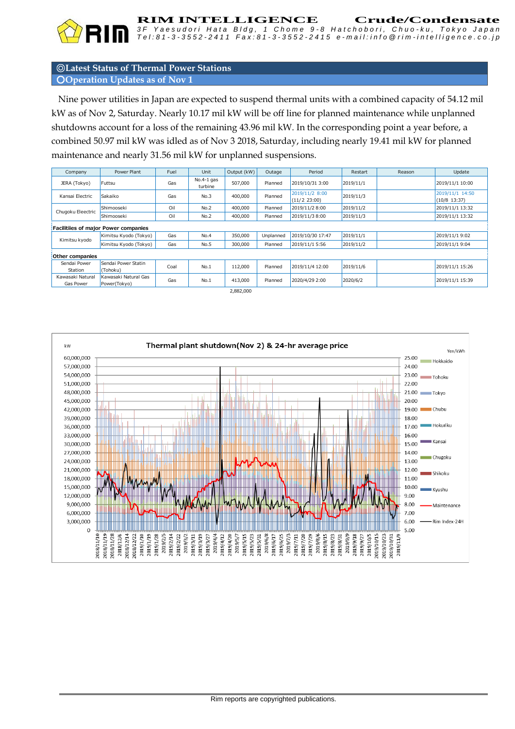## ◎Latest Status of Thermal Power Stations

### ○Operation Updates as of Nov 1

Nine power utilities in Japan are expected to suspend thermal units with a combined capacity of 54.12 mil kW as of Nov 2, Saturday. Nearly 10.17 mil kW will be off line for planned maintenance while unplanned shutdowns account for a loss of the remaining 43.96 mil kW. In the corresponding point a year before, a combined 50.97 mil kW was idled as of Nov 3 2018, Saturday, including nearly 19.41 mil kW for planned maintenance and nearly 31.56 mil kW for unplanned suspensions.

| Company | Power Plant | Fuel | Unit | Output (kW) | Outage | Period | Restart | Reason | Update |
|---|---|---|---|---|---|---|---|---|---|
| JERA (Tokyo) | Futtsu | Gas | No.4-1 gas turbine | 507,000 | Planned | 2019/10/31 3:00 | 2019/11/1 | | 2019/11/1 10:00 |
| Kansai Electric | Sakaiko | Gas | No.3 | 400,000 | Planned | 2019/11/2 8:00 (11/2 23:00) | 2019/11/3 | | 2019/11/1 14:50 (10/8 13:37) |
| Chugoku Electric | Shimoroseki | Oil | No.2 | 400,000 | Planned | 2019/11/2 8:00 | 2019/11/2 | | 2019/11/1 13:32 |
| | Shimooseki | Oil | No.2 | 400,000 | Planned | 2019/11/3 8:00 | 2019/11/3 | | 2019/11/1 13:32 |
| **Facilitiies of major Power companies** | | | | | | | | | |
| Kimitsu kyodo | Kimitsu Kyodo (Tokyo) | Gas | No.4 | 350,000 | Unplanned | 2019/10/30 17:47 | 2019/11/1 | | 2019/11/1 9:02 |
| | Kimitsu Kyodo (Tokyo) | Gas | No.5 | 300,000 | Planned | 2019/11/1 5:56 | 2019/11/2 | | 2019/11/1 9:04 |
| **Other companies** | | | | | | | | | |
| Sendai Power Station | Sendai Power Statin (Tohoku) | Coal | No.1 | 112,000 | Planned | 2019/11/4 12:00 | 2019/11/6 | | 2019/11/1 15:26 |
| Kawasaki Natural Gas Power | Kawasaki Natural Gas Power(Tokyo) | Gas | No.1 | 413,000 | Planned | 2020/4/29 2:00 | 2020/6/2 | | 2019/11/1 15:39 |
| | | | | 2,882,000 | | | | | |

**Thermal plant shutdown(Nov 2) & 24-hr average price**

Rim reports are copyrighted publications.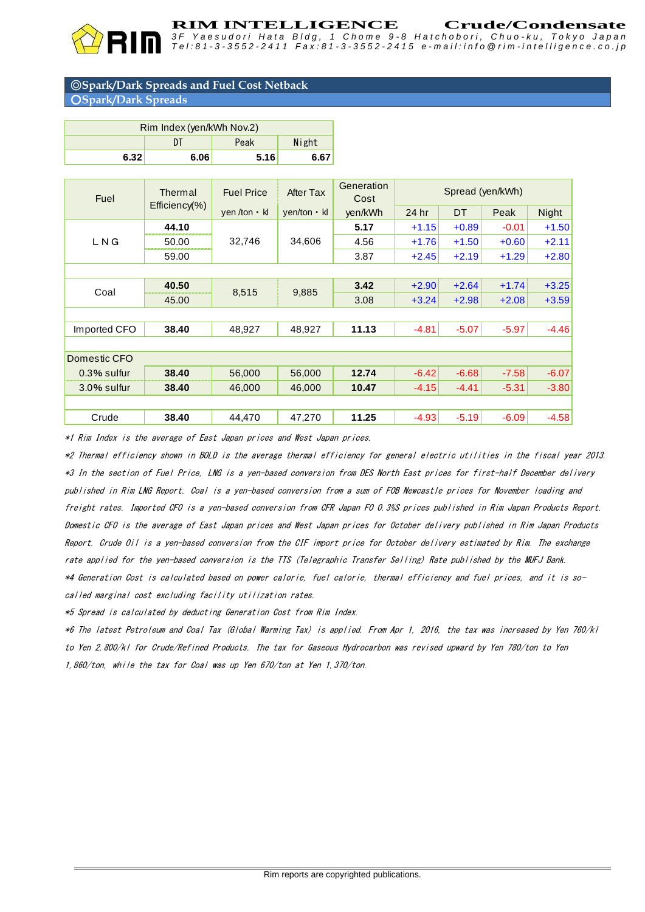## ◎Spark/Dark Spreads and Fuel Cost Netback

### ○Spark/Dark Spreads

| Rim Index (yen/kWh Nov.2) | | | |
|---|---|---|---|
| | DT | Peak | Night |
| **6.32** | **6.06** | **5.16** | **6.67** |

| Fuel | Thermal Efficiency(%) | Fuel Price | After Tax | Generation Cost | Spread (yen/kWh) | | | |
|---|---|---|---|---|---|---|---|---|
| | | yen /ton・kl | yen/ton・kl | yen/kWh | 24 hr | DT | Peak | Night |
| LNG | **44.10** | 32,746 | 34,606 | **5.17** | +1.15 | +0.89 | -0.01 | +1.50 |
| | 50.00 | | | 4.56 | +1.76 | +1.50 | +0.60 | +2.11 |
| | 59.00 | | | 3.87 | +2.45 | +2.19 | +1.29 | +2.80 |
| Coal | **40.50** | 8,515 | 9,885 | **3.42** | +2.90 | +2.64 | +1.74 | +3.25 |
| | 45.00 | | | 3.08 | +3.24 | +2.98 | +2.08 | +3.59 |
| Imported CFO | **38.40** | 48,927 | 48,927 | **11.13** | -4.81 | -5.07 | -5.97 | -4.46 |
| Domestic CFO | | | | | | | | |
| 0.3% sulfur | **38.40** | 56,000 | 56,000 | **12.74** | -6.42 | -6.68 | -7.58 | -6.07 |
| 3.0% sulfur | **38.40** | 46,000 | 46,000 | **10.47** | -4.15 | -4.41 | -5.31 | -3.80 |
| Crude | **38.40** | 44,470 | 47,270 | **11.25** | -4.93 | -5.19 | -6.09 | -4.58 |

*1 Rim Index is the average of East Japan prices and West Japan prices.

*2 Thermal efficiency shown in BOLD is the average thermal efficiency for general electric utilities in the fiscal year 2013.

*3 In the section of Fuel Price, LNG is a yen-based conversion from DES North East prices for first-half December delivery published in Rim LNG Report. Coal is a yen-based conversion from a sum of FOB Newcastle prices for November loading and freight rates. Imported CFO is a yen-based conversion from CFR Japan FO 0.3%S prices published in Rim Japan Products Report. Domestic CFO is the average of East Japan prices and West Japan prices for October delivery published in Rim Japan Products Report. Crude Oil is a yen-based conversion from the CIF import price for October delivery estimated by Rim. The exchange rate applied for the yen-based conversion is the TTS (Telegraphic Transfer Selling) Rate published by the MUFJ Bank.

*4 Generation Cost is calculated based on power calorie, fuel calorie, thermal efficiency and fuel prices, and it is so-called marginal cost excluding facility utilization rates.

*5 Spread is calculated by deducting Generation Cost from Rim Index.

*6 The latest Petroleum and Coal Tax (Global Warming Tax) is applied. From Apr 1, 2016, the tax was increased by Yen 760/kl to Yen 2,800/kl for Crude/Refined Products. The tax for Gaseous Hydrocarbon was revised upward by Yen 780/ton to Yen 1,860/ton, while the tax for Coal was up Yen 670/ton at Yen 1,370/ton.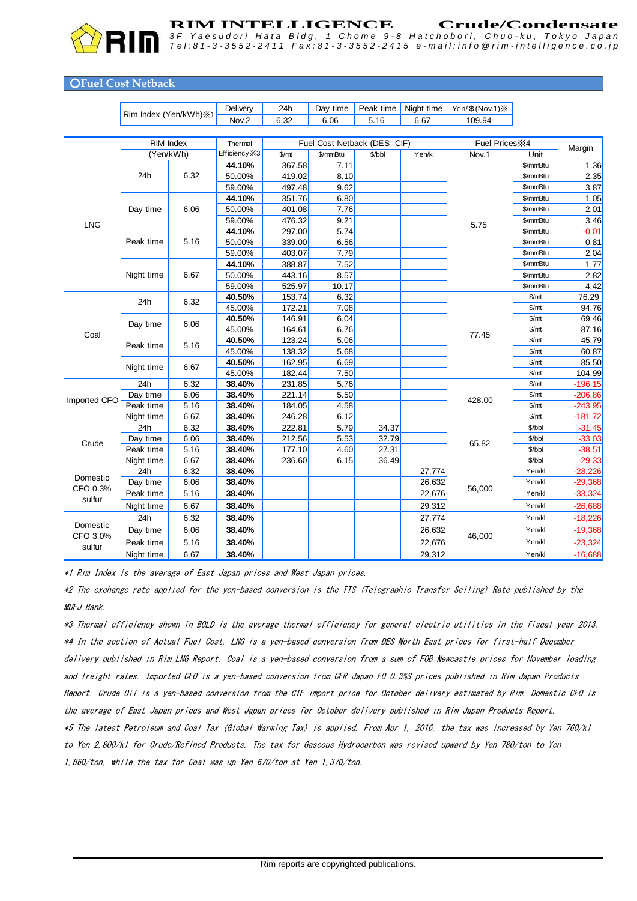# ○Fuel Cost Netback

| Rim Index (Yen/kWh)※1 | Delivery | 24h | Day time | Peak time | Night time | Yen/$ (Nov.1)※ |
|---|---|---|---|---|---|---|
| | Nov.2 | 6.32 | 6.06 | 5.16 | 6.67 | 109.94 |

| | RIM Index (Yen/kWh) | | Thermal Efficiency※3 | Fuel Cost Netback (DES, CIF) | | | | Fuel Prices※4 | | Margin |
|---|---|---|---|---|---|---|---|---|---|---|
| | | | | $/mt | $/mmBtu | $/bbl | Yen/kl | Nov.1 | Unit | |
| LNG | 24h | 6.32 | **44.10%** | 367.58 | 7.11 | | | 5.75 | $/mmBtu | 1.36 |
| | | | 50.00% | 419.02 | 8.10 | | | | $/mmBtu | 2.35 |
| | | | 59.00% | 497.48 | 9.62 | | | | $/mmBtu | 3.87 |
| | Day time | 6.06 | **44.10%** | 351.76 | 6.80 | | | | $/mmBtu | 1.05 |
| | | | 50.00% | 401.08 | 7.76 | | | | $/mmBtu | 2.01 |
| | | | 59.00% | 476.32 | 9.21 | | | | $/mmBtu | 3.46 |
| | Peak time | 5.16 | **44.10%** | 297.00 | 5.74 | | | | $/mmBtu | -0.01 |
| | | | 50.00% | 339.00 | 6.56 | | | | $/mmBtu | 0.81 |
| | | | 59.00% | 403.07 | 7.79 | | | | $/mmBtu | 2.04 |
| | Night time | 6.67 | **44.10%** | 388.87 | 7.52 | | | | $/mmBtu | 1.77 |
| | | | 50.00% | 443.16 | 8.57 | | | | $/mmBtu | 2.82 |
| | | | 59.00% | 525.97 | 10.17 | | | | $/mmBtu | 4.42 |
| Coal | 24h | 6.32 | **40.50%** | 153.74 | 6.32 | | | 77.45 | $/mt | 76.29 |
| | | | 45.00% | 172.21 | 7.08 | | | | $/mt | 94.76 |
| | Day time | 6.06 | **40.50%** | 146.91 | 6.04 | | | | $/mt | 69.46 |
| | | | 45.00% | 164.61 | 6.76 | | | | $/mt | 87.16 |
| | Peak time | 5.16 | **40.50%** | 123.24 | 5.06 | | | | $/mt | 45.79 |
| | | | 45.00% | 138.32 | 5.68 | | | | $/mt | 60.87 |
| | Night time | 6.67 | **40.50%** | 162.95 | 6.69 | | | | $/mt | 85.50 |
| | | | 45.00% | 182.44 | 7.50 | | | | $/mt | 104.99 |
| Imported CFO | 24h | 6.32 | **38.40%** | 231.85 | 5.76 | | | 428.00 | $/mt | -196.15 |
| | Day time | 6.06 | **38.40%** | 221.14 | 5.50 | | | | $/mt | -206.86 |
| | Peak time | 5.16 | **38.40%** | 184.05 | 4.58 | | | | $/mt | -243.95 |
| | Night time | 6.67 | **38.40%** | 246.28 | 6.12 | | | | $/mt | -181.72 |
| Crude | 24h | 6.32 | **38.40%** | 222.81 | 5.79 | 34.37 | | 65.82 | $/bbl | -31.45 |
| | Day time | 6.06 | **38.40%** | 212.56 | 5.53 | 32.79 | | | $/bbl | -33.03 |
| | Peak time | 5.16 | **38.40%** | 177.10 | 4.60 | 27.31 | | | $/bbl | -38.51 |
| | Night time | 6.67 | **38.40%** | 236.60 | 6.15 | 36.49 | | | $/bbl | -29.33 |
| Domestic CFO 0.3% sulfur | 24h | 6.32 | **38.40%** | | | | 27,774 | 56,000 | Yen/kl | -28,226 |
| | Day time | 6.06 | **38.40%** | | | | 26,632 | | Yen/kl | -29,368 |
| | Peak time | 5.16 | **38.40%** | | | | 22,676 | | Yen/kl | -33,324 |
| | Night time | 6.67 | **38.40%** | | | | 29,312 | | Yen/kl | -26,688 |
| Domestic CFO 3.0% sulfur | 24h | 6.32 | **38.40%** | | | | 27,774 | 46,000 | Yen/kl | -18,226 |
| | Day time | 6.06 | **38.40%** | | | | 26,632 | | Yen/kl | -19,368 |
| | Peak time | 5.16 | **38.40%** | | | | 22,676 | | Yen/kl | -23,324 |
| | Night time | 6.67 | **38.40%** | | | | 29,312 | | Yen/kl | -16,688 |

*1 Rim Index is the average of East Japan prices and West Japan prices.

*2 The exchange rate applied for the yen-based conversion is the TTS (Telegraphic Transfer Selling) Rate published by the MUFJ Bank.

*3 Thermal efficiency shown in BOLD is the average thermal efficiency for general electric utilities in the fiscal year 2013.

*4 In the section of Actual Fuel Cost, LNG is a yen-based conversion from DES North East prices for first-half December delivery published in Rim LNG Report. Coal is a yen-based conversion from a sum of FOB Newcastle prices for November loading and freight rates. Imported CFO is a yen-based conversion from CFR Japan FO 0.3%S prices published in Rim Japan Products Report. Crude Oil is a yen-based conversion from the CIF import price for October delivery estimated by Rim. Domestic CFO is the average of East Japan prices and West Japan prices for October delivery published in Rim Japan Products Report.

*5 The latest Petroleum and Coal Tax (Global Warming Tax) is applied. From Apr 1, 2016, the tax was increased by Yen 760/kl to Yen 2,800/kl for Crude/Refined Products. The tax for Gaseous Hydrocarbon was revised upward by Yen 780/ton to Yen 1,860/ton, while the tax for Coal was up Yen 670/ton at Yen 1,370/ton.